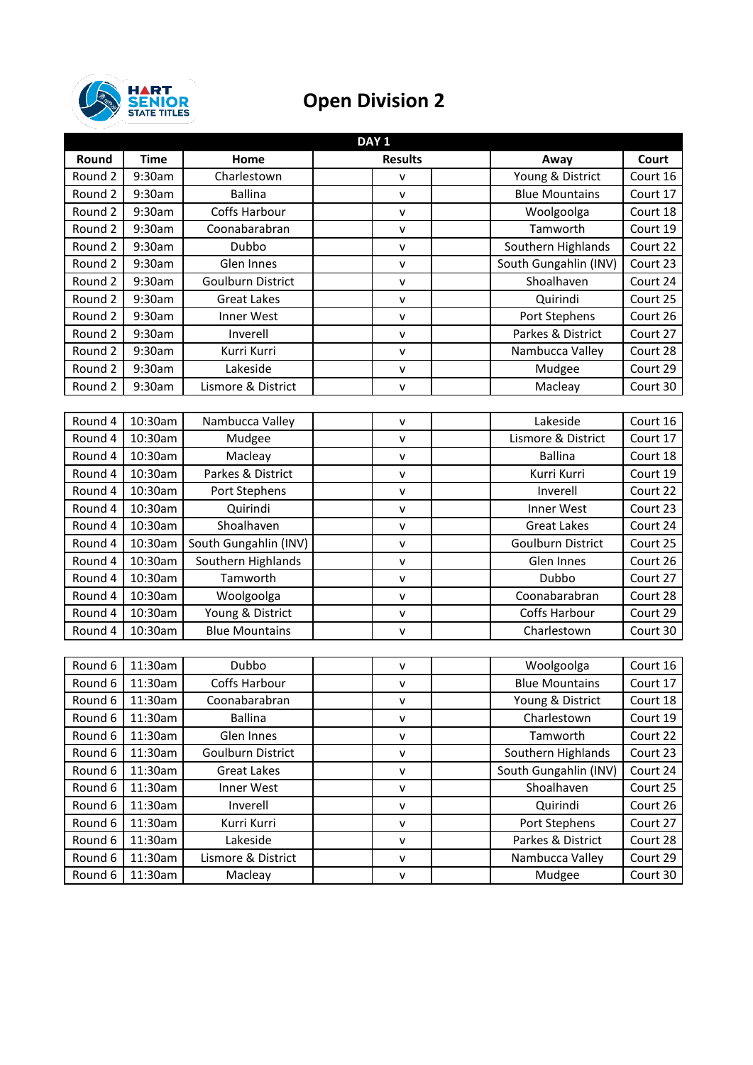# Open Division 2

| DAY 1 | | | | | | | |
|---|---|---|---|---|---|---|---|
| Round | Time | Home | Results | | | Away | Court |
| Round 2 | 9:30am | Charlestown | | v | | Young & District | Court 16 |
| Round 2 | 9:30am | Ballina | | v | | Blue Mountains | Court 17 |
| Round 2 | 9:30am | Coffs Harbour | | v | | Woolgoolga | Court 18 |
| Round 2 | 9:30am | Coonabarabran | | v | | Tamworth | Court 19 |
| Round 2 | 9:30am | Dubbo | | v | | Southern Highlands | Court 22 |
| Round 2 | 9:30am | Glen Innes | | v | | South Gungahlin (INV) | Court 23 |
| Round 2 | 9:30am | Goulburn District | | v | | Shoalhaven | Court 24 |
| Round 2 | 9:30am | Great Lakes | | v | | Quirindi | Court 25 |
| Round 2 | 9:30am | Inner West | | v | | Port Stephens | Court 26 |
| Round 2 | 9:30am | Inverell | | v | | Parkes & District | Court 27 |
| Round 2 | 9:30am | Kurri Kurri | | v | | Nambucca Valley | Court 28 |
| Round 2 | 9:30am | Lakeside | | v | | Mudgee | Court 29 |
| Round 2 | 9:30am | Lismore & District | | v | | Macleay | Court 30 |
| Round 4 | 10:30am | Nambucca Valley | | v | | Lakeside | Court 16 |
| Round 4 | 10:30am | Mudgee | | v | | Lismore & District | Court 17 |
| Round 4 | 10:30am | Macleay | | v | | Ballina | Court 18 |
| Round 4 | 10:30am | Parkes & District | | v | | Kurri Kurri | Court 19 |
| Round 4 | 10:30am | Port Stephens | | v | | Inverell | Court 22 |
| Round 4 | 10:30am | Quirindi | | v | | Inner West | Court 23 |
| Round 4 | 10:30am | Shoalhaven | | v | | Great Lakes | Court 24 |
| Round 4 | 10:30am | South Gungahlin (INV) | | v | | Goulburn District | Court 25 |
| Round 4 | 10:30am | Southern Highlands | | v | | Glen Innes | Court 26 |
| Round 4 | 10:30am | Tamworth | | v | | Dubbo | Court 27 |
| Round 4 | 10:30am | Woolgoolga | | v | | Coonabarabran | Court 28 |
| Round 4 | 10:30am | Young & District | | v | | Coffs Harbour | Court 29 |
| Round 4 | 10:30am | Blue Mountains | | v | | Charlestown | Court 30 |
| Round 6 | 11:30am | Dubbo | | v | | Woolgoolga | Court 16 |
| Round 6 | 11:30am | Coffs Harbour | | v | | Blue Mountains | Court 17 |
| Round 6 | 11:30am | Coonabarabran | | v | | Young & District | Court 18 |
| Round 6 | 11:30am | Ballina | | v | | Charlestown | Court 19 |
| Round 6 | 11:30am | Glen Innes | | v | | Tamworth | Court 22 |
| Round 6 | 11:30am | Goulburn District | | v | | Southern Highlands | Court 23 |
| Round 6 | 11:30am | Great Lakes | | v | | South Gungahlin (INV) | Court 24 |
| Round 6 | 11:30am | Inner West | | v | | Shoalhaven | Court 25 |
| Round 6 | 11:30am | Inverell | | v | | Quirindi | Court 26 |
| Round 6 | 11:30am | Kurri Kurri | | v | | Port Stephens | Court 27 |
| Round 6 | 11:30am | Lakeside | | v | | Parkes & District | Court 28 |
| Round 6 | 11:30am | Lismore & District | | v | | Nambucca Valley | Court 29 |
| Round 6 | 11:30am | Macleay | | v | | Mudgee | Court 30 |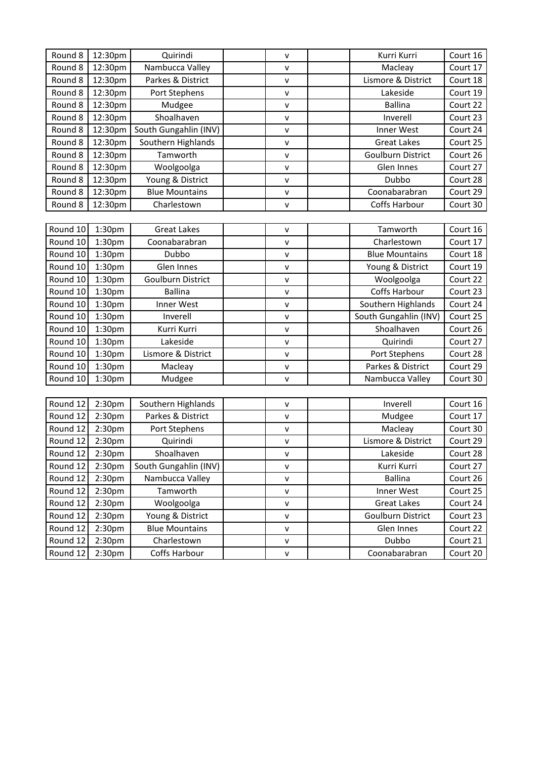| | | | | | | | |
|---|---|---|---|---|---|---|---|
| Round 8 | 12:30pm | Quirindi | | v | | Kurri Kurri | Court 16 |
| Round 8 | 12:30pm | Nambucca Valley | | v | | Macleay | Court 17 |
| Round 8 | 12:30pm | Parkes & District | | v | | Lismore & District | Court 18 |
| Round 8 | 12:30pm | Port Stephens | | v | | Lakeside | Court 19 |
| Round 8 | 12:30pm | Mudgee | | v | | Ballina | Court 22 |
| Round 8 | 12:30pm | Shoalhaven | | v | | Inverell | Court 23 |
| Round 8 | 12:30pm | South Gungahlin (INV) | | v | | Inner West | Court 24 |
| Round 8 | 12:30pm | Southern Highlands | | v | | Great Lakes | Court 25 |
| Round 8 | 12:30pm | Tamworth | | v | | Goulburn District | Court 26 |
| Round 8 | 12:30pm | Woolgoolga | | v | | Glen Innes | Court 27 |
| Round 8 | 12:30pm | Young & District | | v | | Dubbo | Court 28 |
| Round 8 | 12:30pm | Blue Mountains | | v | | Coonabarabran | Court 29 |
| Round 8 | 12:30pm | Charlestown | | v | | Coffs Harbour | Court 30 |

| | | | | | | | |
|---|---|---|---|---|---|---|---|
| Round 10 | 1:30pm | Great Lakes | | v | | Tamworth | Court 16 |
| Round 10 | 1:30pm | Coonabarabran | | v | | Charlestown | Court 17 |
| Round 10 | 1:30pm | Dubbo | | v | | Blue Mountains | Court 18 |
| Round 10 | 1:30pm | Glen Innes | | v | | Young & District | Court 19 |
| Round 10 | 1:30pm | Goulburn District | | v | | Woolgoolga | Court 22 |
| Round 10 | 1:30pm | Ballina | | v | | Coffs Harbour | Court 23 |
| Round 10 | 1:30pm | Inner West | | v | | Southern Highlands | Court 24 |
| Round 10 | 1:30pm | Inverell | | v | | South Gungahlin (INV) | Court 25 |
| Round 10 | 1:30pm | Kurri Kurri | | v | | Shoalhaven | Court 26 |
| Round 10 | 1:30pm | Lakeside | | v | | Quirindi | Court 27 |
| Round 10 | 1:30pm | Lismore & District | | v | | Port Stephens | Court 28 |
| Round 10 | 1:30pm | Macleay | | v | | Parkes & District | Court 29 |
| Round 10 | 1:30pm | Mudgee | | v | | Nambucca Valley | Court 30 |

| | | | | | | | |
|---|---|---|---|---|---|---|---|
| Round 12 | 2:30pm | Southern Highlands | | v | | Inverell | Court 16 |
| Round 12 | 2:30pm | Parkes & District | | v | | Mudgee | Court 17 |
| Round 12 | 2:30pm | Port Stephens | | v | | Macleay | Court 30 |
| Round 12 | 2:30pm | Quirindi | | v | | Lismore & District | Court 29 |
| Round 12 | 2:30pm | Shoalhaven | | v | | Lakeside | Court 28 |
| Round 12 | 2:30pm | South Gungahlin (INV) | | v | | Kurri Kurri | Court 27 |
| Round 12 | 2:30pm | Nambucca Valley | | v | | Ballina | Court 26 |
| Round 12 | 2:30pm | Tamworth | | v | | Inner West | Court 25 |
| Round 12 | 2:30pm | Woolgoolga | | v | | Great Lakes | Court 24 |
| Round 12 | 2:30pm | Young & District | | v | | Goulburn District | Court 23 |
| Round 12 | 2:30pm | Blue Mountains | | v | | Glen Innes | Court 22 |
| Round 12 | 2:30pm | Charlestown | | v | | Dubbo | Court 21 |
| Round 12 | 2:30pm | Coffs Harbour | | v | | Coonabarabran | Court 20 |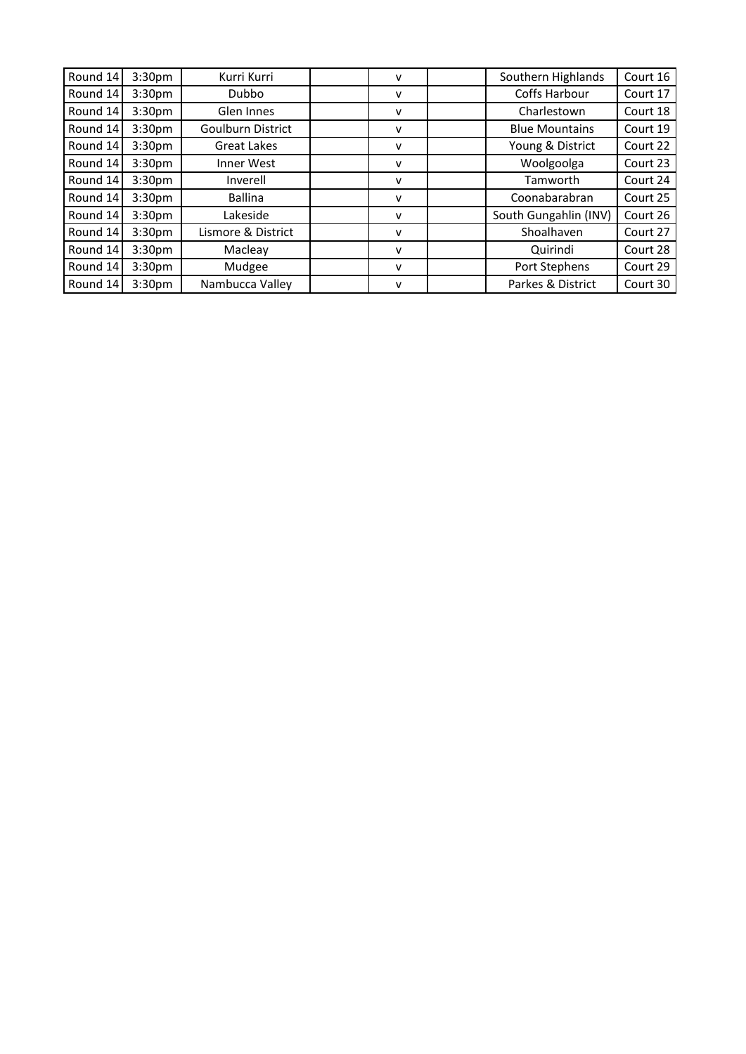| | | | | | | | |
|---|---|---|---|---|---|---|---|
| Round 14 | 3:30pm | Kurri Kurri | | v | | Southern Highlands | Court 16 |
| Round 14 | 3:30pm | Dubbo | | v | | Coffs Harbour | Court 17 |
| Round 14 | 3:30pm | Glen Innes | | v | | Charlestown | Court 18 |
| Round 14 | 3:30pm | Goulburn District | | v | | Blue Mountains | Court 19 |
| Round 14 | 3:30pm | Great Lakes | | v | | Young & District | Court 22 |
| Round 14 | 3:30pm | Inner West | | v | | Woolgoolga | Court 23 |
| Round 14 | 3:30pm | Inverell | | v | | Tamworth | Court 24 |
| Round 14 | 3:30pm | Ballina | | v | | Coonabarabran | Court 25 |
| Round 14 | 3:30pm | Lakeside | | v | | South Gungahlin (INV) | Court 26 |
| Round 14 | 3:30pm | Lismore & District | | v | | Shoalhaven | Court 27 |
| Round 14 | 3:30pm | Macleay | | v | | Quirindi | Court 28 |
| Round 14 | 3:30pm | Mudgee | | v | | Port Stephens | Court 29 |
| Round 14 | 3:30pm | Nambucca Valley | | v | | Parkes & District | Court 30 |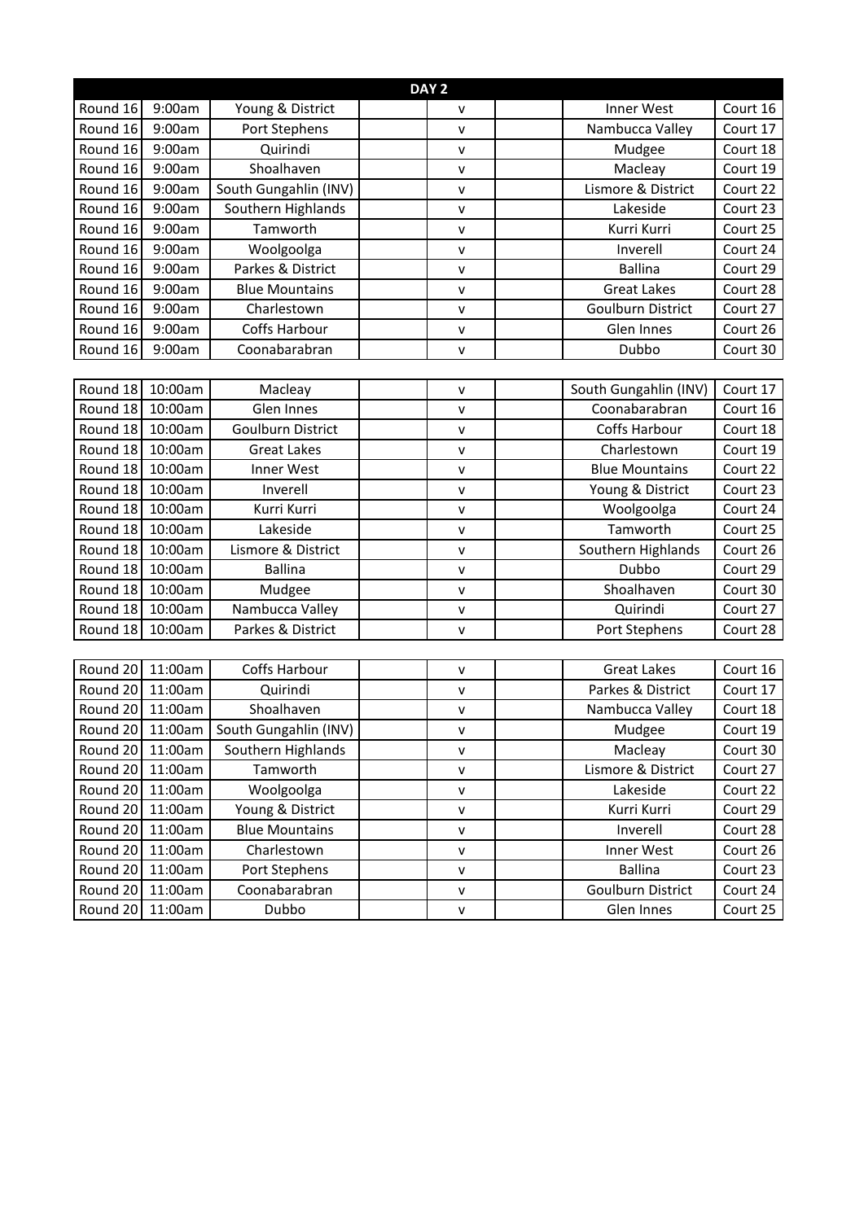| DAY 2 | | | | | | | |
|---|---|---|---|---|---|---|---|
| Round 16 | 9:00am | Young & District | | v | | Inner West | Court 16 |
| Round 16 | 9:00am | Port Stephens | | v | | Nambucca Valley | Court 17 |
| Round 16 | 9:00am | Quirindi | | v | | Mudgee | Court 18 |
| Round 16 | 9:00am | Shoalhaven | | v | | Macleay | Court 19 |
| Round 16 | 9:00am | South Gungahlin (INV) | | v | | Lismore & District | Court 22 |
| Round 16 | 9:00am | Southern Highlands | | v | | Lakeside | Court 23 |
| Round 16 | 9:00am | Tamworth | | v | | Kurri Kurri | Court 25 |
| Round 16 | 9:00am | Woolgoolga | | v | | Inverell | Court 24 |
| Round 16 | 9:00am | Parkes & District | | v | | Ballina | Court 29 |
| Round 16 | 9:00am | Blue Mountains | | v | | Great Lakes | Court 28 |
| Round 16 | 9:00am | Charlestown | | v | | Goulburn District | Court 27 |
| Round 16 | 9:00am | Coffs Harbour | | v | | Glen Innes | Court 26 |
| Round 16 | 9:00am | Coonabarabran | | v | | Dubbo | Court 30 |

| | | | | | | | |
|---|---|---|---|---|---|---|---|
| Round 18 | 10:00am | Macleay | | v | | South Gungahlin (INV) | Court 17 |
| Round 18 | 10:00am | Glen Innes | | v | | Coonabarabran | Court 16 |
| Round 18 | 10:00am | Goulburn District | | v | | Coffs Harbour | Court 18 |
| Round 18 | 10:00am | Great Lakes | | v | | Charlestown | Court 19 |
| Round 18 | 10:00am | Inner West | | v | | Blue Mountains | Court 22 |
| Round 18 | 10:00am | Inverell | | v | | Young & District | Court 23 |
| Round 18 | 10:00am | Kurri Kurri | | v | | Woolgoolga | Court 24 |
| Round 18 | 10:00am | Lakeside | | v | | Tamworth | Court 25 |
| Round 18 | 10:00am | Lismore & District | | v | | Southern Highlands | Court 26 |
| Round 18 | 10:00am | Ballina | | v | | Dubbo | Court 29 |
| Round 18 | 10:00am | Mudgee | | v | | Shoalhaven | Court 30 |
| Round 18 | 10:00am | Nambucca Valley | | v | | Quirindi | Court 27 |
| Round 18 | 10:00am | Parkes & District | | v | | Port Stephens | Court 28 |

| | | | | | | | |
|---|---|---|---|---|---|---|---|
| Round 20 | 11:00am | Coffs Harbour | | v | | Great Lakes | Court 16 |
| Round 20 | 11:00am | Quirindi | | v | | Parkes & District | Court 17 |
| Round 20 | 11:00am | Shoalhaven | | v | | Nambucca Valley | Court 18 |
| Round 20 | 11:00am | South Gungahlin (INV) | | v | | Mudgee | Court 19 |
| Round 20 | 11:00am | Southern Highlands | | v | | Macleay | Court 30 |
| Round 20 | 11:00am | Tamworth | | v | | Lismore & District | Court 27 |
| Round 20 | 11:00am | Woolgoolga | | v | | Lakeside | Court 22 |
| Round 20 | 11:00am | Young & District | | v | | Kurri Kurri | Court 29 |
| Round 20 | 11:00am | Blue Mountains | | v | | Inverell | Court 28 |
| Round 20 | 11:00am | Charlestown | | v | | Inner West | Court 26 |
| Round 20 | 11:00am | Port Stephens | | v | | Ballina | Court 23 |
| Round 20 | 11:00am | Coonabarabran | | v | | Goulburn District | Court 24 |
| Round 20 | 11:00am | Dubbo | | v | | Glen Innes | Court 25 |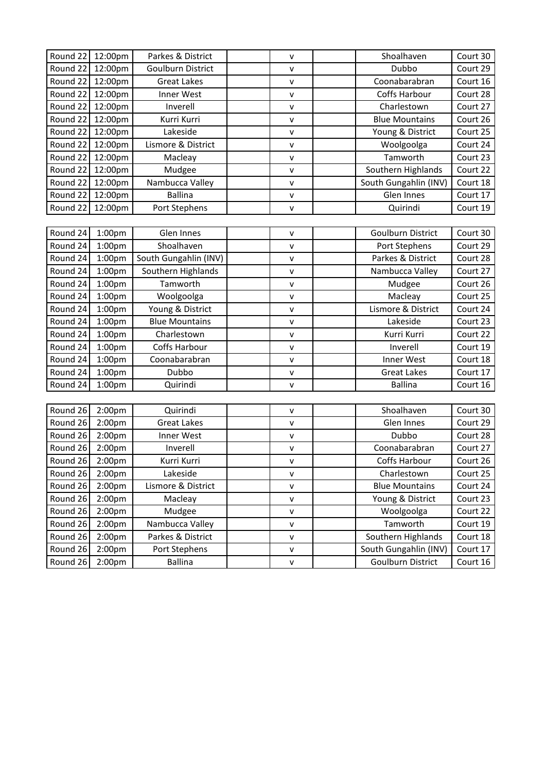| | | | | | | | |
|---|---|---|---|---|---|---|---|
| Round 22 | 12:00pm | Parkes & District | | v | | Shoalhaven | Court 30 |
| Round 22 | 12:00pm | Goulburn District | | v | | Dubbo | Court 29 |
| Round 22 | 12:00pm | Great Lakes | | v | | Coonabarabran | Court 16 |
| Round 22 | 12:00pm | Inner West | | v | | Coffs Harbour | Court 28 |
| Round 22 | 12:00pm | Inverell | | v | | Charlestown | Court 27 |
| Round 22 | 12:00pm | Kurri Kurri | | v | | Blue Mountains | Court 26 |
| Round 22 | 12:00pm | Lakeside | | v | | Young & District | Court 25 |
| Round 22 | 12:00pm | Lismore & District | | v | | Woolgoolga | Court 24 |
| Round 22 | 12:00pm | Macleay | | v | | Tamworth | Court 23 |
| Round 22 | 12:00pm | Mudgee | | v | | Southern Highlands | Court 22 |
| Round 22 | 12:00pm | Nambucca Valley | | v | | South Gungahlin (INV) | Court 18 |
| Round 22 | 12:00pm | Ballina | | v | | Glen Innes | Court 17 |
| Round 22 | 12:00pm | Port Stephens | | v | | Quirindi | Court 19 |

| | | | | | | | |
|---|---|---|---|---|---|---|---|
| Round 24 | 1:00pm | Glen Innes | | v | | Goulburn District | Court 30 |
| Round 24 | 1:00pm | Shoalhaven | | v | | Port Stephens | Court 29 |
| Round 24 | 1:00pm | South Gungahlin (INV) | | v | | Parkes & District | Court 28 |
| Round 24 | 1:00pm | Southern Highlands | | v | | Nambucca Valley | Court 27 |
| Round 24 | 1:00pm | Tamworth | | v | | Mudgee | Court 26 |
| Round 24 | 1:00pm | Woolgoolga | | v | | Macleay | Court 25 |
| Round 24 | 1:00pm | Young & District | | v | | Lismore & District | Court 24 |
| Round 24 | 1:00pm | Blue Mountains | | v | | Lakeside | Court 23 |
| Round 24 | 1:00pm | Charlestown | | v | | Kurri Kurri | Court 22 |
| Round 24 | 1:00pm | Coffs Harbour | | v | | Inverell | Court 19 |
| Round 24 | 1:00pm | Coonabarabran | | v | | Inner West | Court 18 |
| Round 24 | 1:00pm | Dubbo | | v | | Great Lakes | Court 17 |
| Round 24 | 1:00pm | Quirindi | | v | | Ballina | Court 16 |

| | | | | | | | |
|---|---|---|---|---|---|---|---|
| Round 26 | 2:00pm | Quirindi | | v | | Shoalhaven | Court 30 |
| Round 26 | 2:00pm | Great Lakes | | v | | Glen Innes | Court 29 |
| Round 26 | 2:00pm | Inner West | | v | | Dubbo | Court 28 |
| Round 26 | 2:00pm | Inverell | | v | | Coonabarabran | Court 27 |
| Round 26 | 2:00pm | Kurri Kurri | | v | | Coffs Harbour | Court 26 |
| Round 26 | 2:00pm | Lakeside | | v | | Charlestown | Court 25 |
| Round 26 | 2:00pm | Lismore & District | | v | | Blue Mountains | Court 24 |
| Round 26 | 2:00pm | Macleay | | v | | Young & District | Court 23 |
| Round 26 | 2:00pm | Mudgee | | v | | Woolgoolga | Court 22 |
| Round 26 | 2:00pm | Nambucca Valley | | v | | Tamworth | Court 19 |
| Round 26 | 2:00pm | Parkes & District | | v | | Southern Highlands | Court 18 |
| Round 26 | 2:00pm | Port Stephens | | v | | South Gungahlin (INV) | Court 17 |
| Round 26 | 2:00pm | Ballina | | v | | Goulburn District | Court 16 |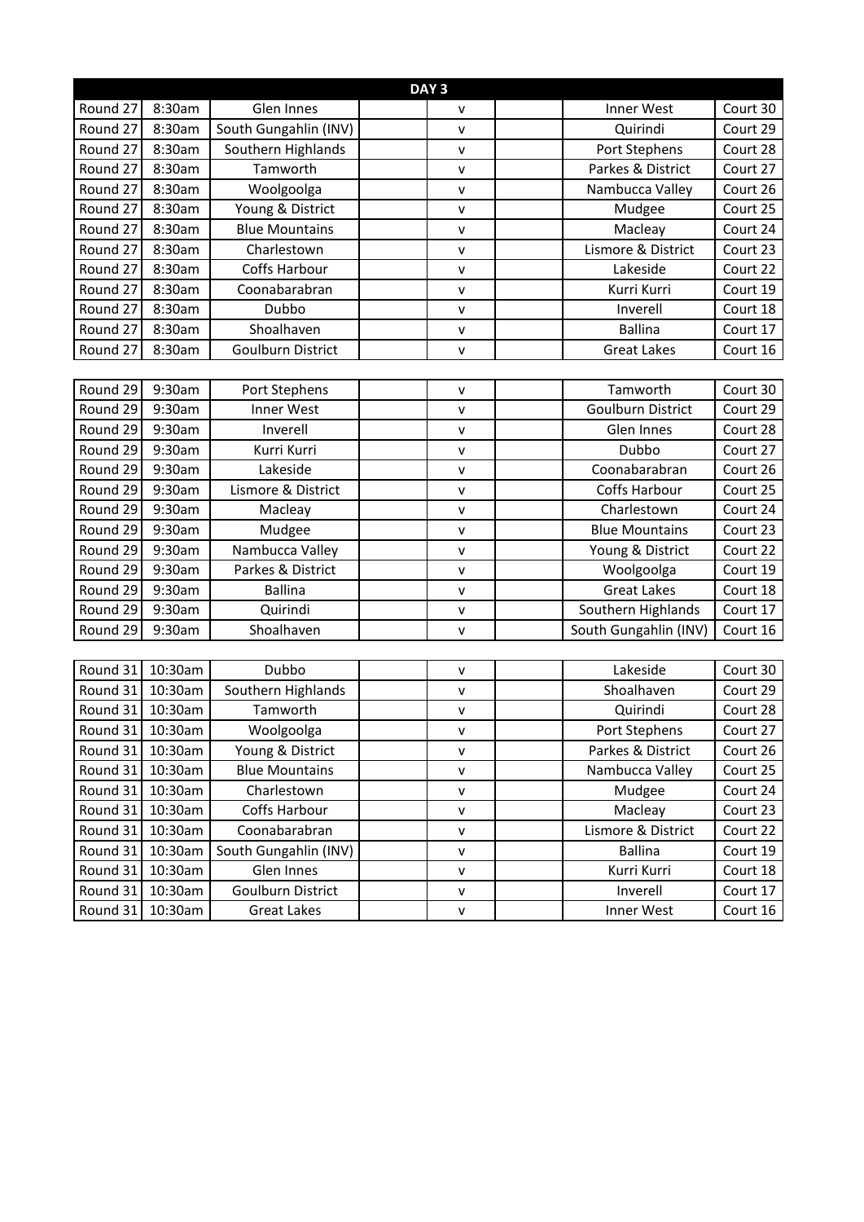| DAY 3 | | | | | | | |
|---|---|---|---|---|---|---|---|
| Round 27 | 8:30am | Glen Innes | | v | | Inner West | Court 30 |
| Round 27 | 8:30am | South Gungahlin (INV) | | v | | Quirindi | Court 29 |
| Round 27 | 8:30am | Southern Highlands | | v | | Port Stephens | Court 28 |
| Round 27 | 8:30am | Tamworth | | v | | Parkes & District | Court 27 |
| Round 27 | 8:30am | Woolgoolga | | v | | Nambucca Valley | Court 26 |
| Round 27 | 8:30am | Young & District | | v | | Mudgee | Court 25 |
| Round 27 | 8:30am | Blue Mountains | | v | | Macleay | Court 24 |
| Round 27 | 8:30am | Charlestown | | v | | Lismore & District | Court 23 |
| Round 27 | 8:30am | Coffs Harbour | | v | | Lakeside | Court 22 |
| Round 27 | 8:30am | Coonabarabran | | v | | Kurri Kurri | Court 19 |
| Round 27 | 8:30am | Dubbo | | v | | Inverell | Court 18 |
| Round 27 | 8:30am | Shoalhaven | | v | | Ballina | Court 17 |
| Round 27 | 8:30am | Goulburn District | | v | | Great Lakes | Court 16 |

| | | | | | | | |
|---|---|---|---|---|---|---|---|
| Round 29 | 9:30am | Port Stephens | | v | | Tamworth | Court 30 |
| Round 29 | 9:30am | Inner West | | v | | Goulburn District | Court 29 |
| Round 29 | 9:30am | Inverell | | v | | Glen Innes | Court 28 |
| Round 29 | 9:30am | Kurri Kurri | | v | | Dubbo | Court 27 |
| Round 29 | 9:30am | Lakeside | | v | | Coonabarabran | Court 26 |
| Round 29 | 9:30am | Lismore & District | | v | | Coffs Harbour | Court 25 |
| Round 29 | 9:30am | Macleay | | v | | Charlestown | Court 24 |
| Round 29 | 9:30am | Mudgee | | v | | Blue Mountains | Court 23 |
| Round 29 | 9:30am | Nambucca Valley | | v | | Young & District | Court 22 |
| Round 29 | 9:30am | Parkes & District | | v | | Woolgoolga | Court 19 |
| Round 29 | 9:30am | Ballina | | v | | Great Lakes | Court 18 |
| Round 29 | 9:30am | Quirindi | | v | | Southern Highlands | Court 17 |
| Round 29 | 9:30am | Shoalhaven | | v | | South Gungahlin (INV) | Court 16 |

| | | | | | | | |
|---|---|---|---|---|---|---|---|
| Round 31 | 10:30am | Dubbo | | v | | Lakeside | Court 30 |
| Round 31 | 10:30am | Southern Highlands | | v | | Shoalhaven | Court 29 |
| Round 31 | 10:30am | Tamworth | | v | | Quirindi | Court 28 |
| Round 31 | 10:30am | Woolgoolga | | v | | Port Stephens | Court 27 |
| Round 31 | 10:30am | Young & District | | v | | Parkes & District | Court 26 |
| Round 31 | 10:30am | Blue Mountains | | v | | Nambucca Valley | Court 25 |
| Round 31 | 10:30am | Charlestown | | v | | Mudgee | Court 24 |
| Round 31 | 10:30am | Coffs Harbour | | v | | Macleay | Court 23 |
| Round 31 | 10:30am | Coonabarabran | | v | | Lismore & District | Court 22 |
| Round 31 | 10:30am | South Gungahlin (INV) | | v | | Ballina | Court 19 |
| Round 31 | 10:30am | Glen Innes | | v | | Kurri Kurri | Court 18 |
| Round 31 | 10:30am | Goulburn District | | v | | Inverell | Court 17 |
| Round 31 | 10:30am | Great Lakes | | v | | Inner West | Court 16 |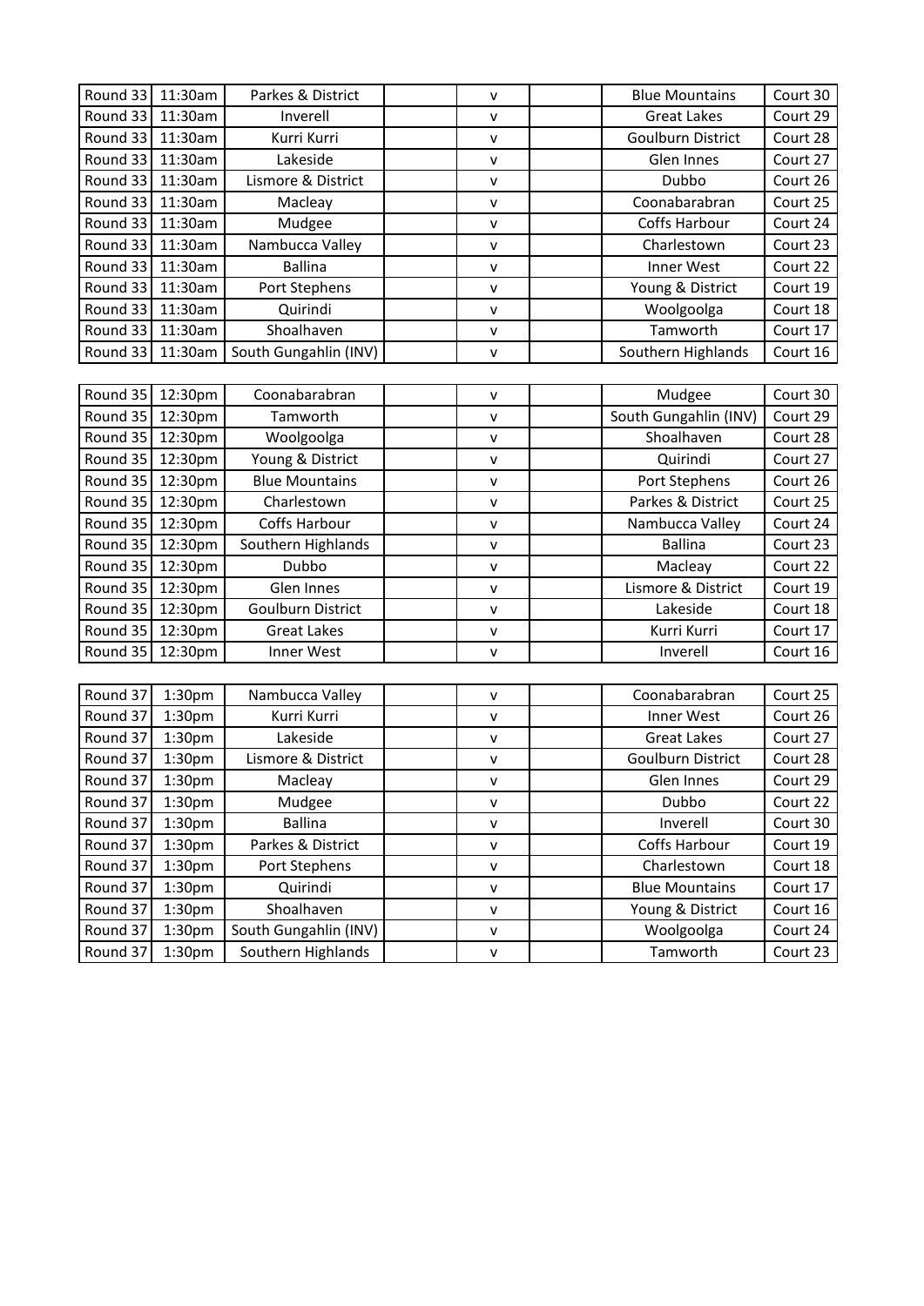| | | | | | | | |
|---|---|---|---|---|---|---|---|
| Round 33 | 11:30am | Parkes & District | | v | | Blue Mountains | Court 30 |
| Round 33 | 11:30am | Inverell | | v | | Great Lakes | Court 29 |
| Round 33 | 11:30am | Kurri Kurri | | v | | Goulburn District | Court 28 |
| Round 33 | 11:30am | Lakeside | | v | | Glen Innes | Court 27 |
| Round 33 | 11:30am | Lismore & District | | v | | Dubbo | Court 26 |
| Round 33 | 11:30am | Macleay | | v | | Coonabarabran | Court 25 |
| Round 33 | 11:30am | Mudgee | | v | | Coffs Harbour | Court 24 |
| Round 33 | 11:30am | Nambucca Valley | | v | | Charlestown | Court 23 |
| Round 33 | 11:30am | Ballina | | v | | Inner West | Court 22 |
| Round 33 | 11:30am | Port Stephens | | v | | Young & District | Court 19 |
| Round 33 | 11:30am | Quirindi | | v | | Woolgoolga | Court 18 |
| Round 33 | 11:30am | Shoalhaven | | v | | Tamworth | Court 17 |
| Round 33 | 11:30am | South Gungahlin (INV) | | v | | Southern Highlands | Court 16 |

| | | | | | | | |
|---|---|---|---|---|---|---|---|
| Round 35 | 12:30pm | Coonabarabran | | v | | Mudgee | Court 30 |
| Round 35 | 12:30pm | Tamworth | | v | | South Gungahlin (INV) | Court 29 |
| Round 35 | 12:30pm | Woolgoolga | | v | | Shoalhaven | Court 28 |
| Round 35 | 12:30pm | Young & District | | v | | Quirindi | Court 27 |
| Round 35 | 12:30pm | Blue Mountains | | v | | Port Stephens | Court 26 |
| Round 35 | 12:30pm | Charlestown | | v | | Parkes & District | Court 25 |
| Round 35 | 12:30pm | Coffs Harbour | | v | | Nambucca Valley | Court 24 |
| Round 35 | 12:30pm | Southern Highlands | | v | | Ballina | Court 23 |
| Round 35 | 12:30pm | Dubbo | | v | | Macleay | Court 22 |
| Round 35 | 12:30pm | Glen Innes | | v | | Lismore & District | Court 19 |
| Round 35 | 12:30pm | Goulburn District | | v | | Lakeside | Court 18 |
| Round 35 | 12:30pm | Great Lakes | | v | | Kurri Kurri | Court 17 |
| Round 35 | 12:30pm | Inner West | | v | | Inverell | Court 16 |

| | | | | | | | |
|---|---|---|---|---|---|---|---|
| Round 37 | 1:30pm | Nambucca Valley | | v | | Coonabarabran | Court 25 |
| Round 37 | 1:30pm | Kurri Kurri | | v | | Inner West | Court 26 |
| Round 37 | 1:30pm | Lakeside | | v | | Great Lakes | Court 27 |
| Round 37 | 1:30pm | Lismore & District | | v | | Goulburn District | Court 28 |
| Round 37 | 1:30pm | Macleay | | v | | Glen Innes | Court 29 |
| Round 37 | 1:30pm | Mudgee | | v | | Dubbo | Court 22 |
| Round 37 | 1:30pm | Ballina | | v | | Inverell | Court 30 |
| Round 37 | 1:30pm | Parkes & District | | v | | Coffs Harbour | Court 19 |
| Round 37 | 1:30pm | Port Stephens | | v | | Charlestown | Court 18 |
| Round 37 | 1:30pm | Quirindi | | v | | Blue Mountains | Court 17 |
| Round 37 | 1:30pm | Shoalhaven | | v | | Young & District | Court 16 |
| Round 37 | 1:30pm | South Gungahlin (INV) | | v | | Woolgoolga | Court 24 |
| Round 37 | 1:30pm | Southern Highlands | | v | | Tamworth | Court 23 |